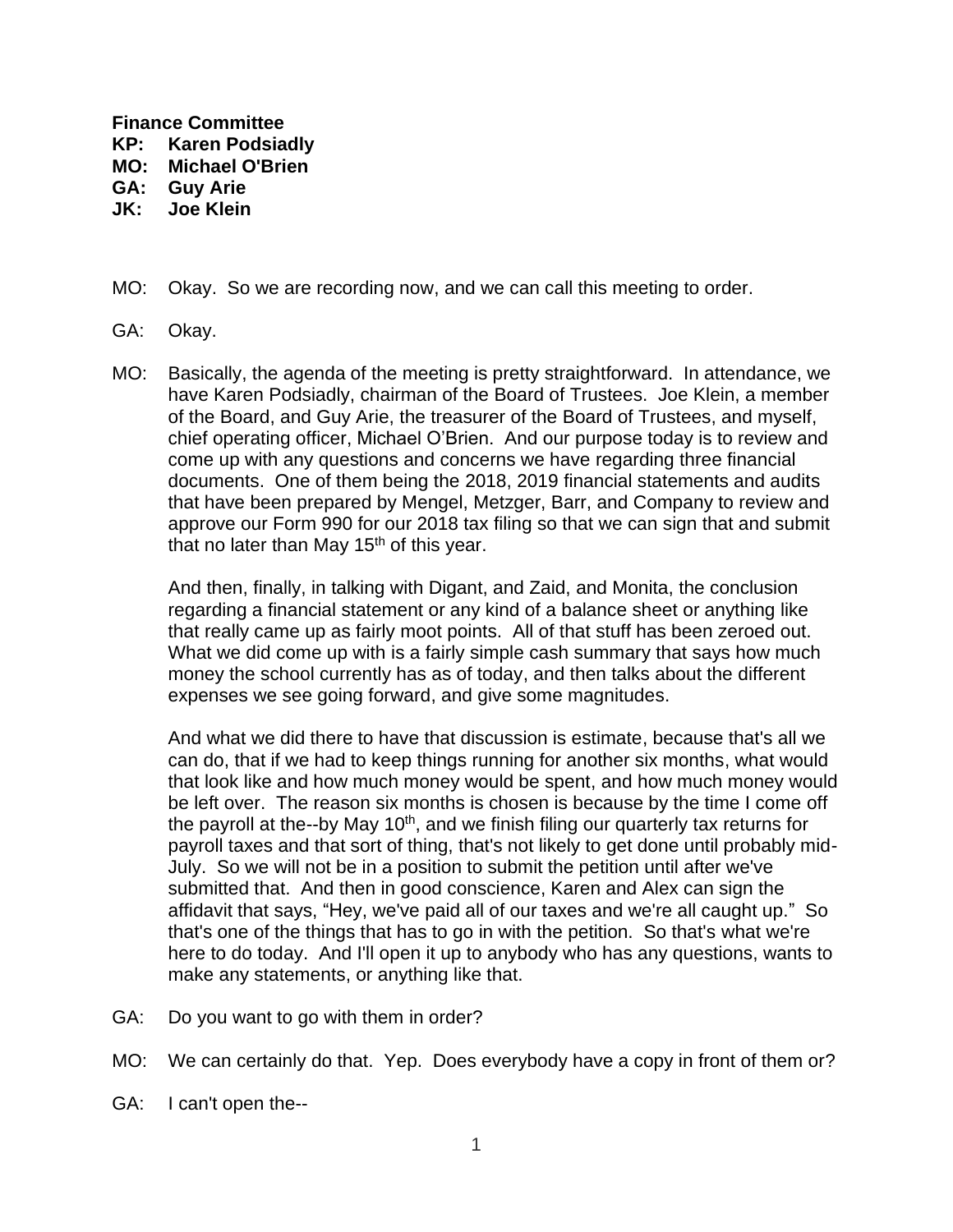**Finance Committee**
**KP: Karen Podsiadly**
**MO: Michael O'Brien**
**GA: Guy Arie**
**JK: Joe Klein**

MO: Okay. So we are recording now, and we can call this meeting to order.

GA: Okay.

MO: Basically, the agenda of the meeting is pretty straightforward. In attendance, we have Karen Podsiadly, chairman of the Board of Trustees. Joe Klein, a member of the Board, and Guy Arie, the treasurer of the Board of Trustees, and myself, chief operating officer, Michael O'Brien. And our purpose today is to review and come up with any questions and concerns we have regarding three financial documents. One of them being the 2018, 2019 financial statements and audits that have been prepared by Mengel, Metzger, Barr, and Company to review and approve our Form 990 for our 2018 tax filing so that we can sign that and submit that no later than May 15th of this year.

And then, finally, in talking with Digant, and Zaid, and Monita, the conclusion regarding a financial statement or any kind of a balance sheet or anything like that really came up as fairly moot points. All of that stuff has been zeroed out. What we did come up with is a fairly simple cash summary that says how much money the school currently has as of today, and then talks about the different expenses we see going forward, and give some magnitudes.

And what we did there to have that discussion is estimate, because that's all we can do, that if we had to keep things running for another six months, what would that look like and how much money would be spent, and how much money would be left over. The reason six months is chosen is because by the time I come off the payroll at the--by May 10th, and we finish filing our quarterly tax returns for payroll taxes and that sort of thing, that's not likely to get done until probably mid-July. So we will not be in a position to submit the petition until after we've submitted that. And then in good conscience, Karen and Alex can sign the affidavit that says, "Hey, we've paid all of our taxes and we're all caught up." So that's one of the things that has to go in with the petition. So that's what we're here to do today. And I'll open it up to anybody who has any questions, wants to make any statements, or anything like that.

GA: Do you want to go with them in order?

MO: We can certainly do that. Yep. Does everybody have a copy in front of them or?

GA: I can't open the--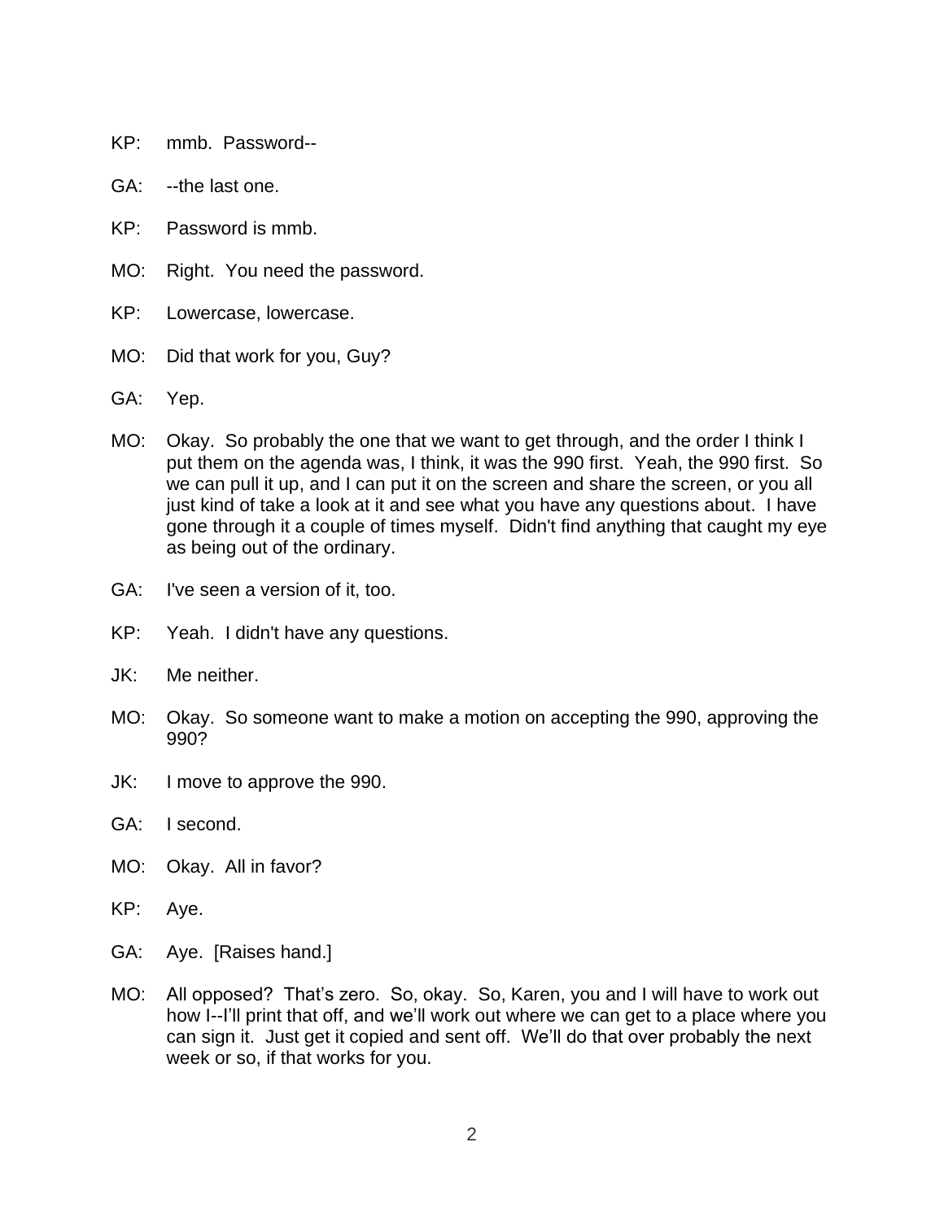KP: mmb. Password--

GA: --the last one.

KP: Password is mmb.

MO: Right. You need the password.

KP: Lowercase, lowercase.

MO: Did that work for you, Guy?

GA: Yep.

MO: Okay. So probably the one that we want to get through, and the order I think I put them on the agenda was, I think, it was the 990 first. Yeah, the 990 first. So we can pull it up, and I can put it on the screen and share the screen, or you all just kind of take a look at it and see what you have any questions about. I have gone through it a couple of times myself. Didn't find anything that caught my eye as being out of the ordinary.

GA: I've seen a version of it, too.

KP: Yeah. I didn't have any questions.

JK: Me neither.

MO: Okay. So someone want to make a motion on accepting the 990, approving the 990?

JK: I move to approve the 990.

GA: I second.

MO: Okay. All in favor?

KP: Aye.

GA: Aye. [Raises hand.]

MO: All opposed? That's zero. So, okay. So, Karen, you and I will have to work out how I--I'll print that off, and we'll work out where we can get to a place where you can sign it. Just get it copied and sent off. We'll do that over probably the next week or so, if that works for you.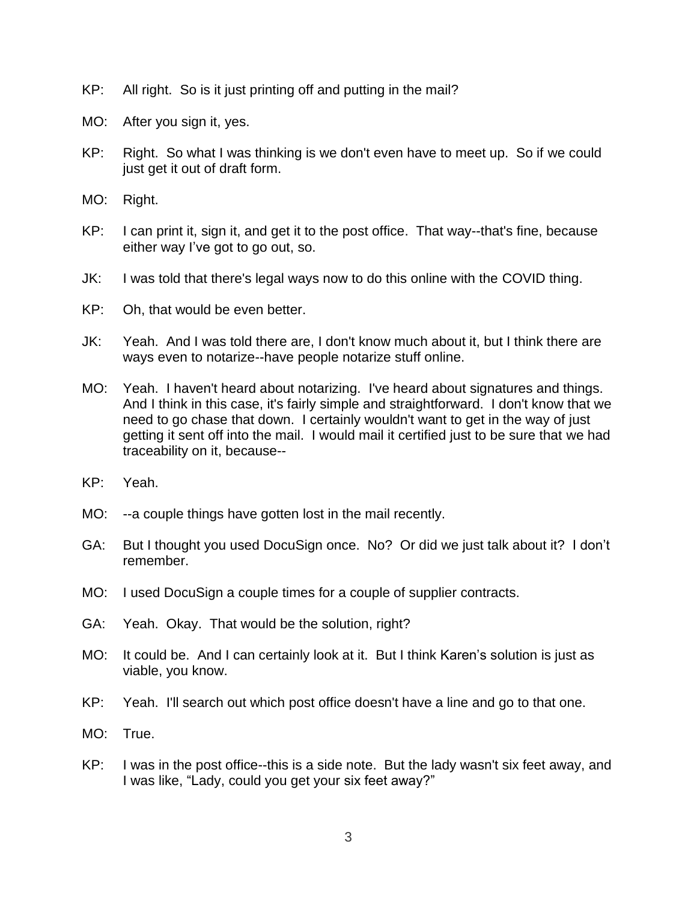KP: All right. So is it just printing off and putting in the mail?

MO: After you sign it, yes.

KP: Right. So what I was thinking is we don't even have to meet up. So if we could just get it out of draft form.

MO: Right.

KP: I can print it, sign it, and get it to the post office. That way--that's fine, because either way I've got to go out, so.

JK: I was told that there's legal ways now to do this online with the COVID thing.

KP: Oh, that would be even better.

JK: Yeah. And I was told there are, I don't know much about it, but I think there are ways even to notarize--have people notarize stuff online.

MO: Yeah. I haven't heard about notarizing. I've heard about signatures and things. And I think in this case, it's fairly simple and straightforward. I don't know that we need to go chase that down. I certainly wouldn't want to get in the way of just getting it sent off into the mail. I would mail it certified just to be sure that we had traceability on it, because--

KP: Yeah.

MO: --a couple things have gotten lost in the mail recently.

GA: But I thought you used DocuSign once. No? Or did we just talk about it? I don't remember.

MO: I used DocuSign a couple times for a couple of supplier contracts.

GA: Yeah. Okay. That would be the solution, right?

MO: It could be. And I can certainly look at it. But I think Karen's solution is just as viable, you know.

KP: Yeah. I'll search out which post office doesn't have a line and go to that one.

MO: True.

KP: I was in the post office--this is a side note. But the lady wasn't six feet away, and I was like, "Lady, could you get your six feet away?"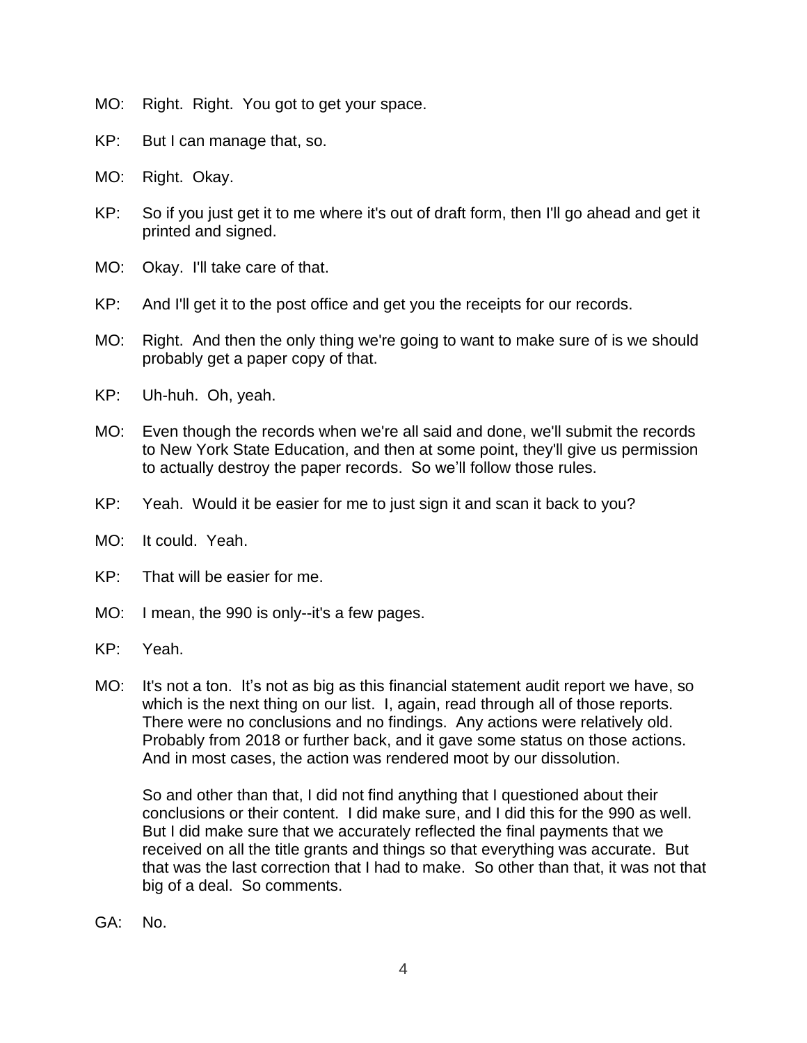MO: Right. Right. You got to get your space.

KP: But I can manage that, so.

MO: Right. Okay.

KP: So if you just get it to me where it's out of draft form, then I'll go ahead and get it printed and signed.

MO: Okay. I'll take care of that.

KP: And I'll get it to the post office and get you the receipts for our records.

MO: Right. And then the only thing we're going to want to make sure of is we should probably get a paper copy of that.

KP: Uh-huh. Oh, yeah.

MO: Even though the records when we're all said and done, we'll submit the records to New York State Education, and then at some point, they'll give us permission to actually destroy the paper records. So we'll follow those rules.

KP: Yeah. Would it be easier for me to just sign it and scan it back to you?

MO: It could. Yeah.

KP: That will be easier for me.

MO: I mean, the 990 is only--it's a few pages.

KP: Yeah.

MO: It's not a ton. It's not as big as this financial statement audit report we have, so which is the next thing on our list. I, again, read through all of those reports. There were no conclusions and no findings. Any actions were relatively old. Probably from 2018 or further back, and it gave some status on those actions. And in most cases, the action was rendered moot by our dissolution.

So and other than that, I did not find anything that I questioned about their conclusions or their content. I did make sure, and I did this for the 990 as well. But I did make sure that we accurately reflected the final payments that we received on all the title grants and things so that everything was accurate. But that was the last correction that I had to make. So other than that, it was not that big of a deal. So comments.

GA: No.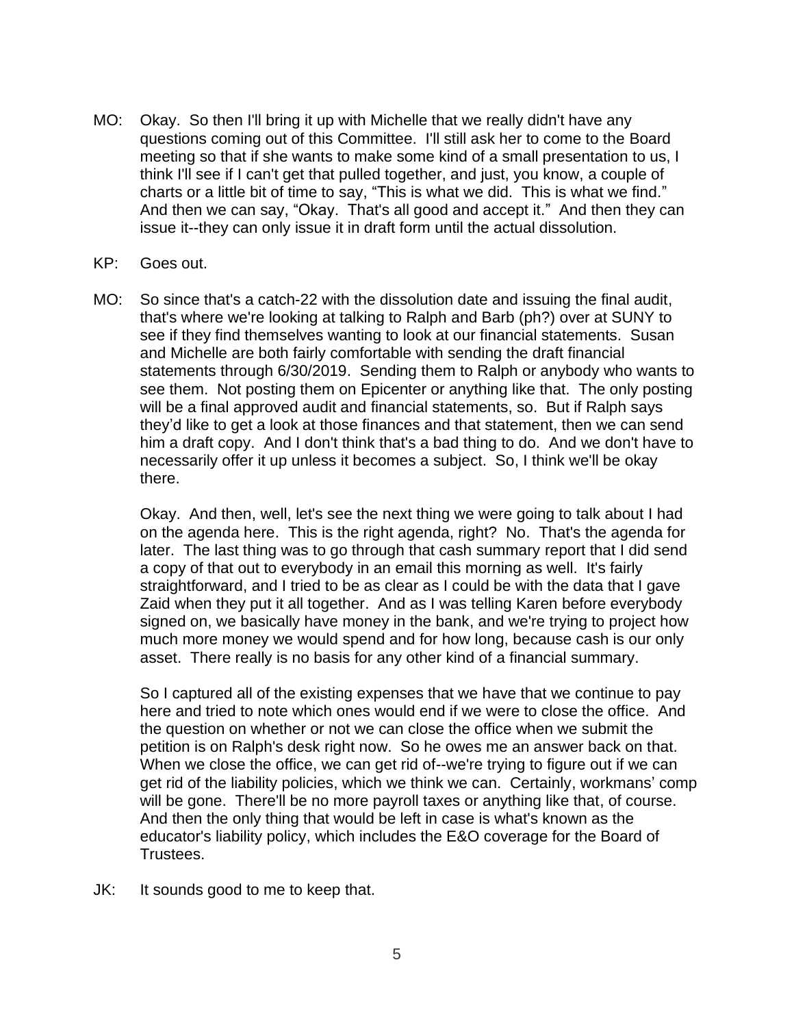MO: Okay. So then I'll bring it up with Michelle that we really didn't have any questions coming out of this Committee. I'll still ask her to come to the Board meeting so that if she wants to make some kind of a small presentation to us, I think I'll see if I can't get that pulled together, and just, you know, a couple of charts or a little bit of time to say, "This is what we did. This is what we find." And then we can say, "Okay. That's all good and accept it." And then they can issue it--they can only issue it in draft form until the actual dissolution.

KP: Goes out.

MO: So since that's a catch-22 with the dissolution date and issuing the final audit, that's where we're looking at talking to Ralph and Barb (ph?) over at SUNY to see if they find themselves wanting to look at our financial statements. Susan and Michelle are both fairly comfortable with sending the draft financial statements through 6/30/2019. Sending them to Ralph or anybody who wants to see them. Not posting them on Epicenter or anything like that. The only posting will be a final approved audit and financial statements, so. But if Ralph says they'd like to get a look at those finances and that statement, then we can send him a draft copy. And I don't think that's a bad thing to do. And we don't have to necessarily offer it up unless it becomes a subject. So, I think we'll be okay there.

Okay. And then, well, let's see the next thing we were going to talk about I had on the agenda here. This is the right agenda, right? No. That's the agenda for later. The last thing was to go through that cash summary report that I did send a copy of that out to everybody in an email this morning as well. It's fairly straightforward, and I tried to be as clear as I could be with the data that I gave Zaid when they put it all together. And as I was telling Karen before everybody signed on, we basically have money in the bank, and we're trying to project how much more money we would spend and for how long, because cash is our only asset. There really is no basis for any other kind of a financial summary.

So I captured all of the existing expenses that we have that we continue to pay here and tried to note which ones would end if we were to close the office. And the question on whether or not we can close the office when we submit the petition is on Ralph's desk right now. So he owes me an answer back on that. When we close the office, we can get rid of--we're trying to figure out if we can get rid of the liability policies, which we think we can. Certainly, workmans' comp will be gone. There'll be no more payroll taxes or anything like that, of course. And then the only thing that would be left in case is what's known as the educator's liability policy, which includes the E&O coverage for the Board of Trustees.

JK: It sounds good to me to keep that.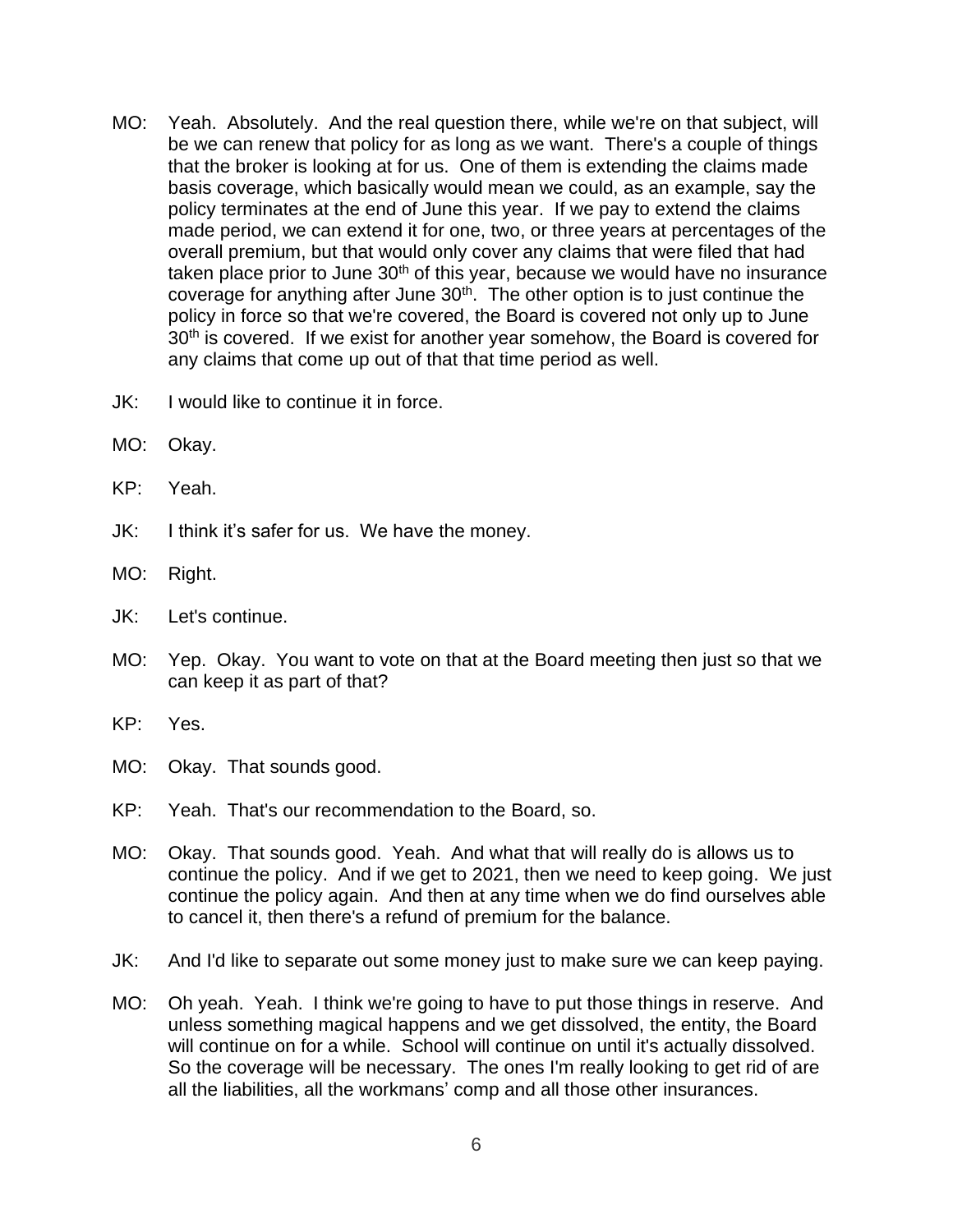MO: Yeah. Absolutely. And the real question there, while we're on that subject, will be we can renew that policy for as long as we want. There's a couple of things that the broker is looking at for us. One of them is extending the claims made basis coverage, which basically would mean we could, as an example, say the policy terminates at the end of June this year. If we pay to extend the claims made period, we can extend it for one, two, or three years at percentages of the overall premium, but that would only cover any claims that were filed that had taken place prior to June 30th of this year, because we would have no insurance coverage for anything after June 30th. The other option is to just continue the policy in force so that we're covered, the Board is covered not only up to June 30th is covered. If we exist for another year somehow, the Board is covered for any claims that come up out of that that time period as well.

JK: I would like to continue it in force.

MO: Okay.

KP: Yeah.

JK: I think it's safer for us. We have the money.

MO: Right.

JK: Let's continue.

MO: Yep. Okay. You want to vote on that at the Board meeting then just so that we can keep it as part of that?

KP: Yes.

MO: Okay. That sounds good.

KP: Yeah. That's our recommendation to the Board, so.

MO: Okay. That sounds good. Yeah. And what that will really do is allows us to continue the policy. And if we get to 2021, then we need to keep going. We just continue the policy again. And then at any time when we do find ourselves able to cancel it, then there's a refund of premium for the balance.

JK: And I'd like to separate out some money just to make sure we can keep paying.

MO: Oh yeah. Yeah. I think we're going to have to put those things in reserve. And unless something magical happens and we get dissolved, the entity, the Board will continue on for a while. School will continue on until it's actually dissolved. So the coverage will be necessary. The ones I'm really looking to get rid of are all the liabilities, all the workmans' comp and all those other insurances.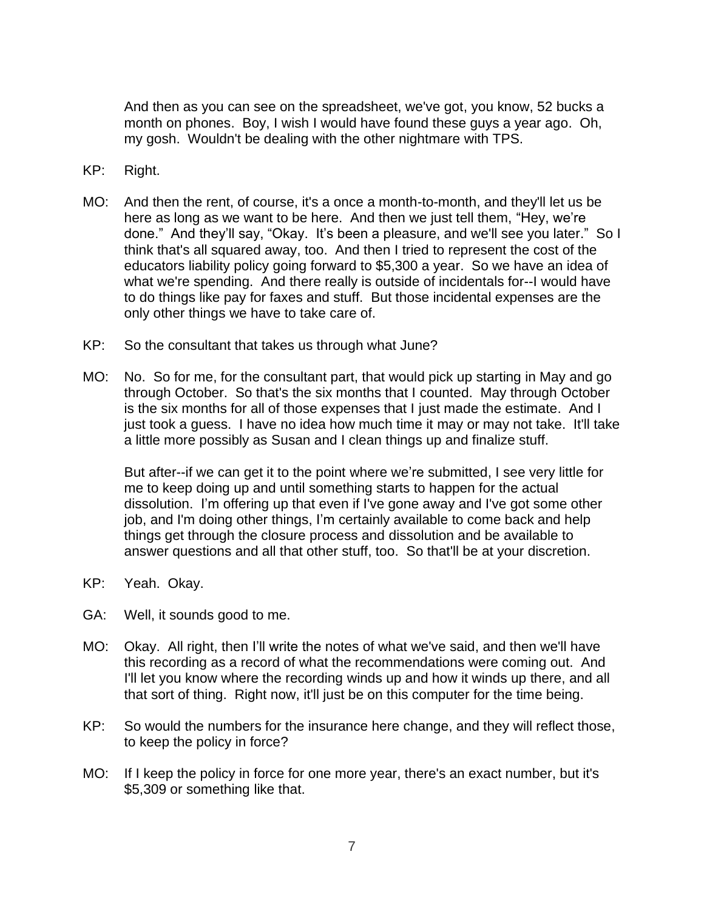And then as you can see on the spreadsheet, we've got, you know, 52 bucks a month on phones. Boy, I wish I would have found these guys a year ago. Oh, my gosh. Wouldn't be dealing with the other nightmare with TPS.

KP: Right.

MO: And then the rent, of course, it's a once a month-to-month, and they'll let us be here as long as we want to be here. And then we just tell them, "Hey, we're done." And they'll say, "Okay. It's been a pleasure, and we'll see you later." So I think that's all squared away, too. And then I tried to represent the cost of the educators liability policy going forward to $5,300 a year. So we have an idea of what we're spending. And there really is outside of incidentals for--I would have to do things like pay for faxes and stuff. But those incidental expenses are the only other things we have to take care of.

KP: So the consultant that takes us through what June?

MO: No. So for me, for the consultant part, that would pick up starting in May and go through October. So that's the six months that I counted. May through October is the six months for all of those expenses that I just made the estimate. And I just took a guess. I have no idea how much time it may or may not take. It'll take a little more possibly as Susan and I clean things up and finalize stuff.

But after--if we can get it to the point where we're submitted, I see very little for me to keep doing up and until something starts to happen for the actual dissolution. I'm offering up that even if I've gone away and I've got some other job, and I'm doing other things, I'm certainly available to come back and help things get through the closure process and dissolution and be available to answer questions and all that other stuff, too. So that'll be at your discretion.

KP: Yeah. Okay.

GA: Well, it sounds good to me.

MO: Okay. All right, then I'll write the notes of what we've said, and then we'll have this recording as a record of what the recommendations were coming out. And I'll let you know where the recording winds up and how it winds up there, and all that sort of thing. Right now, it'll just be on this computer for the time being.

KP: So would the numbers for the insurance here change, and they will reflect those, to keep the policy in force?

MO: If I keep the policy in force for one more year, there's an exact number, but it's $5,309 or something like that.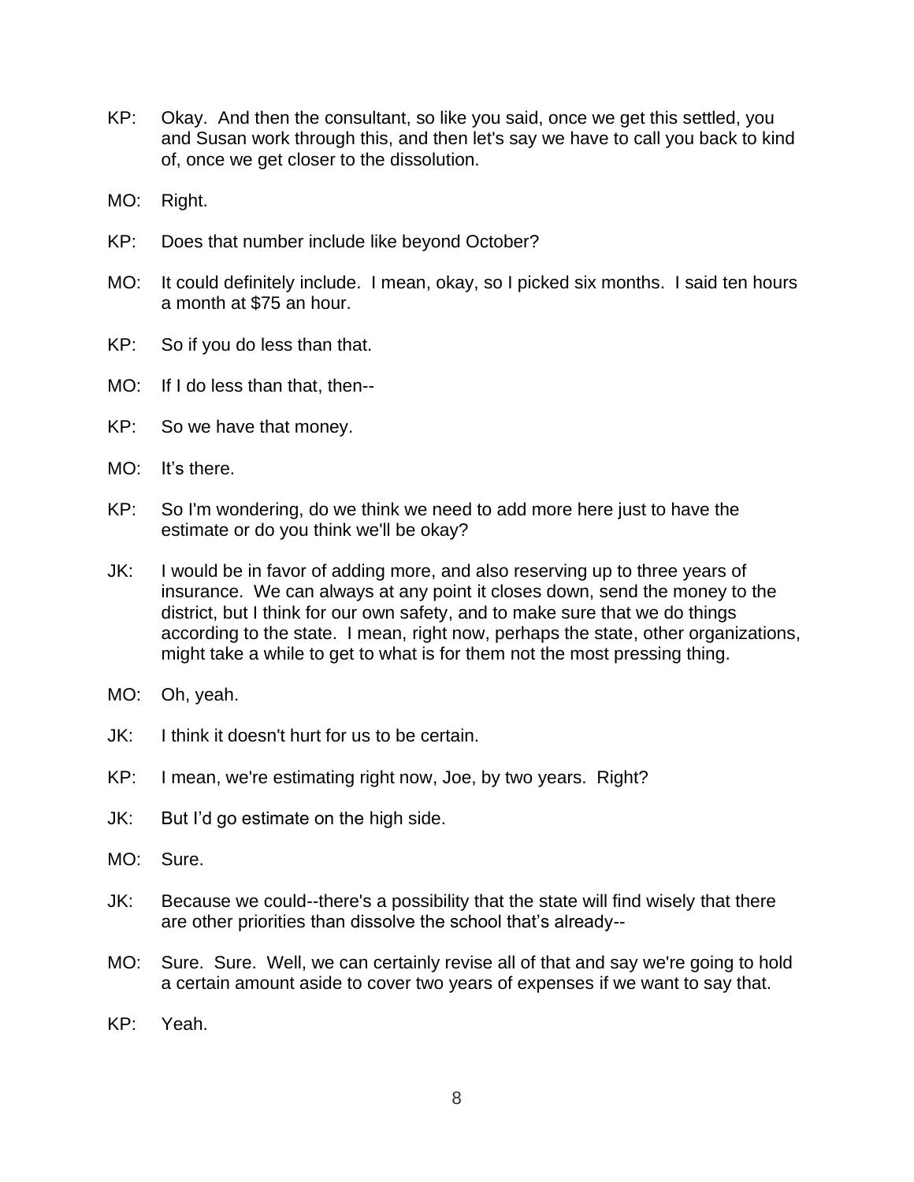KP: Okay. And then the consultant, so like you said, once we get this settled, you and Susan work through this, and then let's say we have to call you back to kind of, once we get closer to the dissolution.

MO: Right.

KP: Does that number include like beyond October?

MO: It could definitely include. I mean, okay, so I picked six months. I said ten hours a month at $75 an hour.

KP: So if you do less than that.

MO: If I do less than that, then--

KP: So we have that money.

MO: It's there.

KP: So I'm wondering, do we think we need to add more here just to have the estimate or do you think we'll be okay?

JK: I would be in favor of adding more, and also reserving up to three years of insurance. We can always at any point it closes down, send the money to the district, but I think for our own safety, and to make sure that we do things according to the state. I mean, right now, perhaps the state, other organizations, might take a while to get to what is for them not the most pressing thing.

MO: Oh, yeah.

JK: I think it doesn't hurt for us to be certain.

KP: I mean, we're estimating right now, Joe, by two years. Right?

JK: But I'd go estimate on the high side.

MO: Sure.

JK: Because we could--there's a possibility that the state will find wisely that there are other priorities than dissolve the school that's already--

MO: Sure. Sure. Well, we can certainly revise all of that and say we're going to hold a certain amount aside to cover two years of expenses if we want to say that.

KP: Yeah.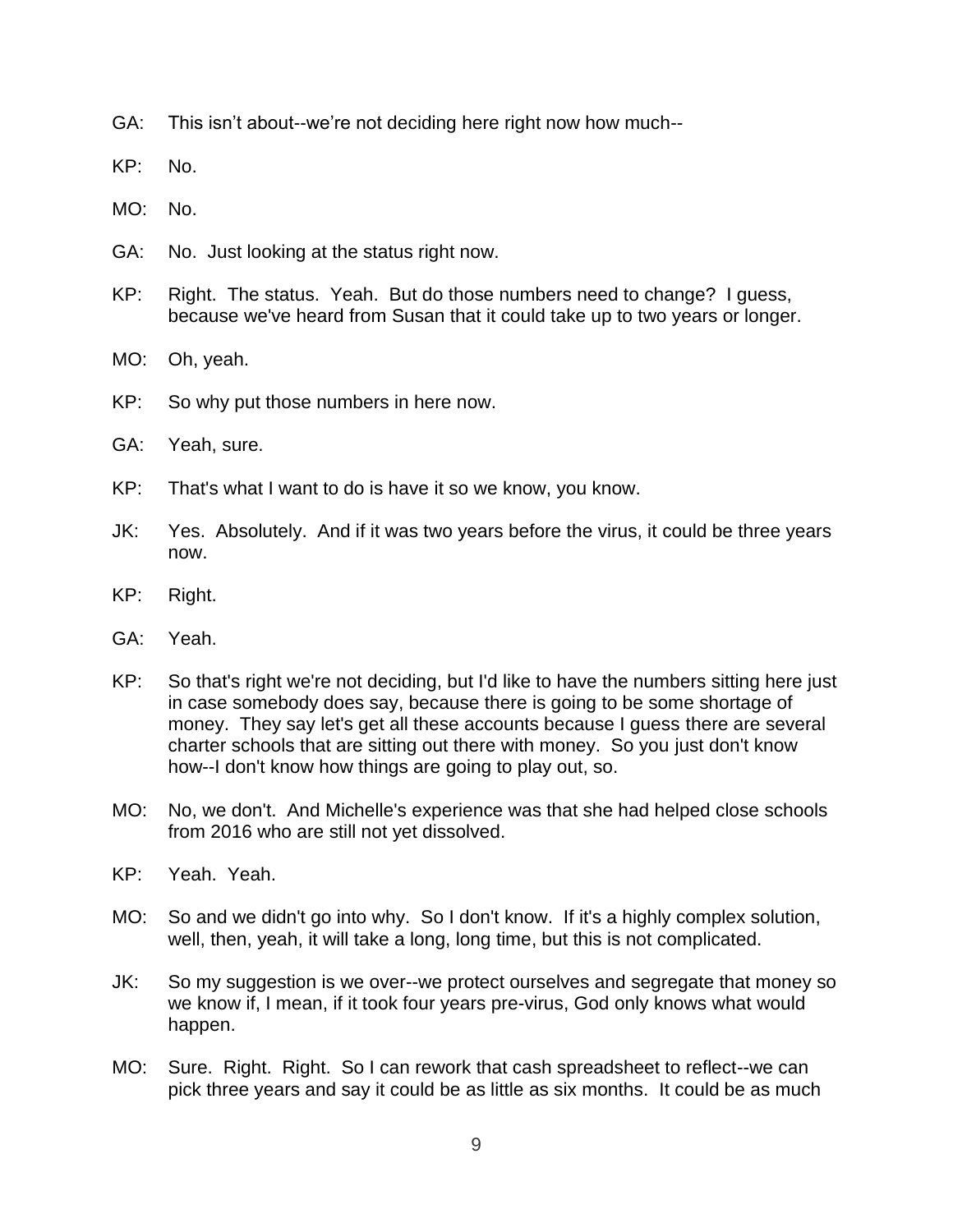GA: This isn’t about--we’re not deciding here right now how much--

KP: No.

MO: No.

GA: No. Just looking at the status right now.

KP: Right. The status. Yeah. But do those numbers need to change? I guess, because we've heard from Susan that it could take up to two years or longer.

MO: Oh, yeah.

KP: So why put those numbers in here now.

GA: Yeah, sure.

KP: That's what I want to do is have it so we know, you know.

JK: Yes. Absolutely. And if it was two years before the virus, it could be three years now.

KP: Right.

GA: Yeah.

KP: So that's right we're not deciding, but I'd like to have the numbers sitting here just in case somebody does say, because there is going to be some shortage of money. They say let's get all these accounts because I guess there are several charter schools that are sitting out there with money. So you just don't know how--I don't know how things are going to play out, so.

MO: No, we don't. And Michelle's experience was that she had helped close schools from 2016 who are still not yet dissolved.

KP: Yeah. Yeah.

MO: So and we didn't go into why. So I don't know. If it's a highly complex solution, well, then, yeah, it will take a long, long time, but this is not complicated.

JK: So my suggestion is we over--we protect ourselves and segregate that money so we know if, I mean, if it took four years pre-virus, God only knows what would happen.

MO: Sure. Right. Right. So I can rework that cash spreadsheet to reflect--we can pick three years and say it could be as little as six months. It could be as much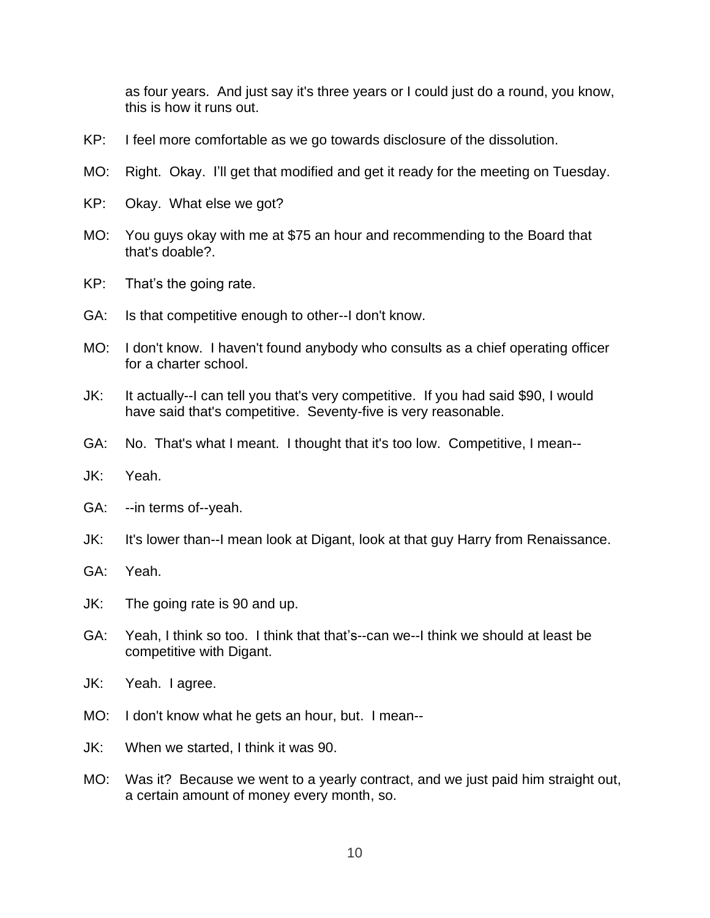as four years. And just say it's three years or I could just do a round, you know, this is how it runs out.

KP: I feel more comfortable as we go towards disclosure of the dissolution.

MO: Right. Okay. I'll get that modified and get it ready for the meeting on Tuesday.

KP: Okay. What else we got?

MO: You guys okay with me at $75 an hour and recommending to the Board that that's doable?.

KP: That's the going rate.

GA: Is that competitive enough to other--I don't know.

MO: I don't know. I haven't found anybody who consults as a chief operating officer for a charter school.

JK: It actually--I can tell you that's very competitive. If you had said $90, I would have said that's competitive. Seventy-five is very reasonable.

GA: No. That's what I meant. I thought that it's too low. Competitive, I mean--

JK: Yeah.

GA: --in terms of--yeah.

JK: It's lower than--I mean look at Digant, look at that guy Harry from Renaissance.

GA: Yeah.

JK: The going rate is 90 and up.

GA: Yeah, I think so too. I think that that's--can we--I think we should at least be competitive with Digant.

JK: Yeah. I agree.

MO: I don't know what he gets an hour, but. I mean--

JK: When we started, I think it was 90.

MO: Was it? Because we went to a yearly contract, and we just paid him straight out, a certain amount of money every month, so.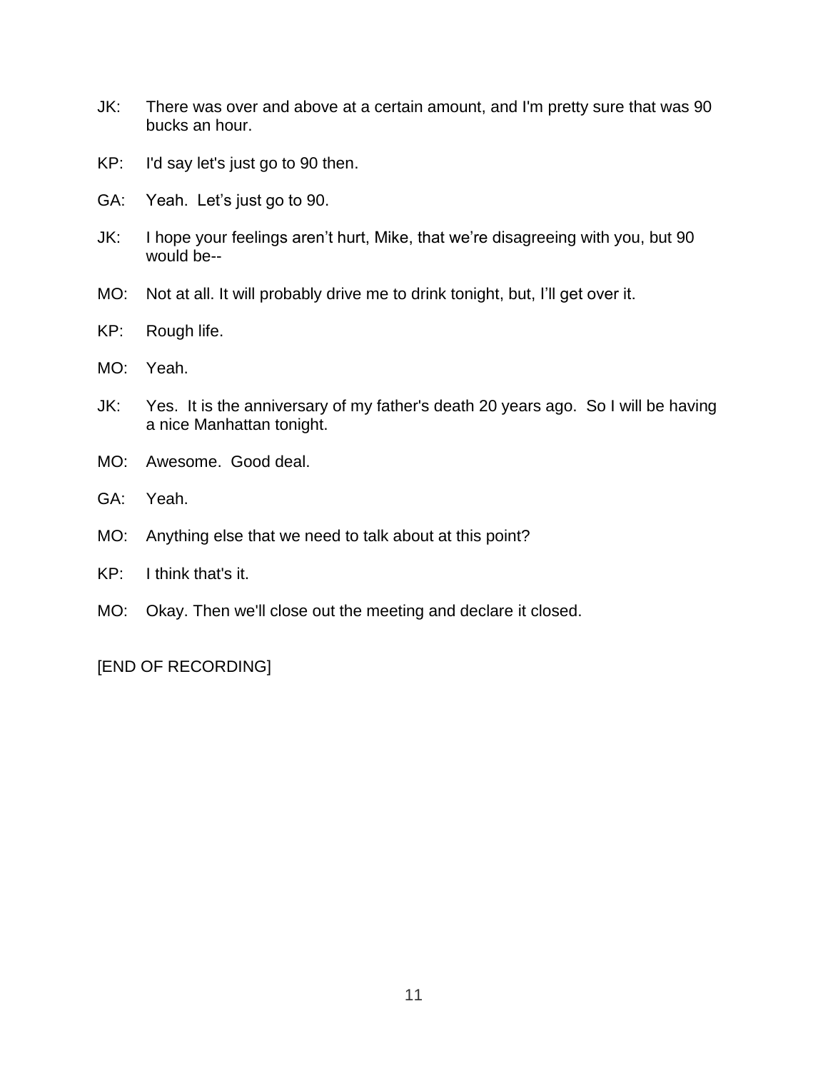JK: There was over and above at a certain amount, and I'm pretty sure that was 90 bucks an hour.

KP: I'd say let's just go to 90 then.

GA: Yeah. Let's just go to 90.

JK: I hope your feelings aren't hurt, Mike, that we're disagreeing with you, but 90 would be--

MO: Not at all. It will probably drive me to drink tonight, but, I'll get over it.

KP: Rough life.

MO: Yeah.

JK: Yes. It is the anniversary of my father's death 20 years ago. So I will be having a nice Manhattan tonight.

MO: Awesome. Good deal.

GA: Yeah.

MO: Anything else that we need to talk about at this point?

KP: I think that's it.

MO: Okay. Then we'll close out the meeting and declare it closed.

[END OF RECORDING]